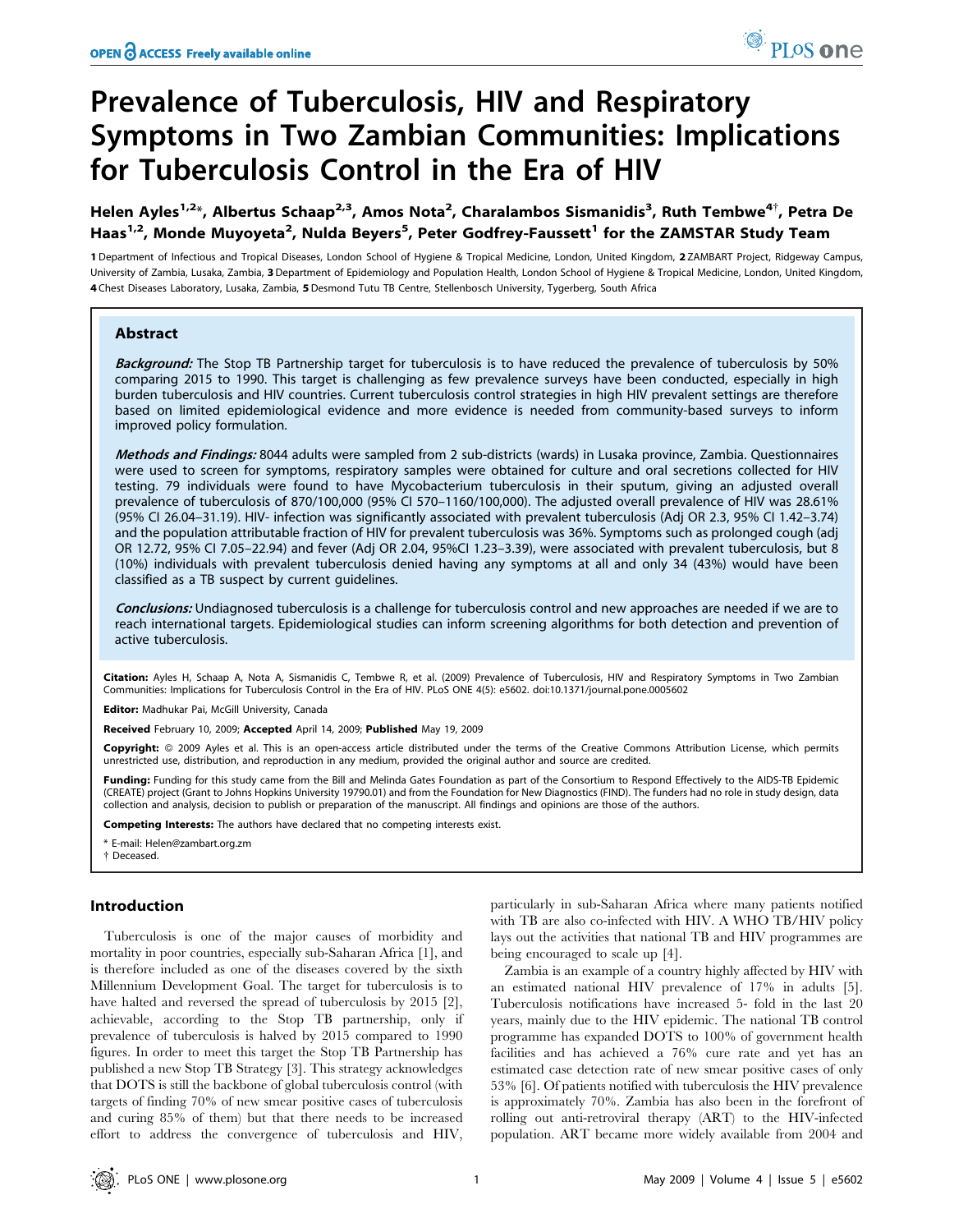# Prevalence of Tuberculosis, HIV and Respiratory Symptoms in Two Zambian Communities: Implications for Tuberculosis Control in the Era of HIV

**Helen Ayles[1,2]\*, Albertus Schaap[2,3], Amos Nota[2], Charalambos Sismanidis[3], Ruth Tembwe[4]†, Petra De Haas[1,2], Monde Muyoyeta[2], Nulda Beyers[5], Peter Godfrey-Faussett[1] for the ZAMSTAR Study Team**

1 Department of Infectious and Tropical Diseases, London School of Hygiene & Tropical Medicine, London, United Kingdom, 2 ZAMBART Project, Ridgeway Campus, University of Zambia, Lusaka, Zambia, 3 Department of Epidemiology and Population Health, London School of Hygiene & Tropical Medicine, London, United Kingdom, 4 Chest Diseases Laboratory, Lusaka, Zambia, 5 Desmond Tutu TB Centre, Stellenbosch University, Tygerberg, South Africa

## Abstract

***Background:*** The Stop TB Partnership target for tuberculosis is to have reduced the prevalence of tuberculosis by 50% comparing 2015 to 1990. This target is challenging as few prevalence surveys have been conducted, especially in high burden tuberculosis and HIV countries. Current tuberculosis control strategies in high HIV prevalent settings are therefore based on limited epidemiological evidence and more evidence is needed from community-based surveys to inform improved policy formulation.

***Methods and Findings:*** 8044 adults were sampled from 2 sub-districts (wards) in Lusaka province, Zambia. Questionnaires were used to screen for symptoms, respiratory samples were obtained for culture and oral secretions collected for HIV testing. 79 individuals were found to have Mycobacterium tuberculosis in their sputum, giving an adjusted overall prevalence of tuberculosis of 870/100,000 (95% CI 570–1160/100,000). The adjusted overall prevalence of HIV was 28.61% (95% CI 26.04–31.19). HIV- infection was significantly associated with prevalent tuberculosis (Adj OR 2.3, 95% CI 1.42–3.74) and the population attributable fraction of HIV for prevalent tuberculosis was 36%. Symptoms such as prolonged cough (adj OR 12.72, 95% CI 7.05–22.94) and fever (Adj OR 2.04, 95%CI 1.23–3.39), were associated with prevalent tuberculosis, but 8 (10%) individuals with prevalent tuberculosis denied having any symptoms at all and only 34 (43%) would have been classified as a TB suspect by current guidelines.

***Conclusions:*** Undiagnosed tuberculosis is a challenge for tuberculosis control and new approaches are needed if we are to reach international targets. Epidemiological studies can inform screening algorithms for both detection and prevention of active tuberculosis.

**Citation:** Ayles H, Schaap A, Nota A, Sismanidis C, Tembwe R, et al. (2009) Prevalence of Tuberculosis, HIV and Respiratory Symptoms in Two Zambian Communities: Implications for Tuberculosis Control in the Era of HIV. PLoS ONE 4(5): e5602. doi:10.1371/journal.pone.0005602

**Editor:** Madhukar Pai, McGill University, Canada

**Received** February 10, 2009; **Accepted** April 14, 2009; **Published** May 19, 2009

**Copyright:** © 2009 Ayles et al. This is an open-access article distributed under the terms of the Creative Commons Attribution License, which permits unrestricted use, distribution, and reproduction in any medium, provided the original author and source are credited.

**Funding:** Funding for this study came from the Bill and Melinda Gates Foundation as part of the Consortium to Respond Effectively to the AIDS-TB Epidemic (CREATE) project (Grant to Johns Hopkins University 19790.01) and from the Foundation for New Diagnostics (FIND). The funders had no role in study design, data collection and analysis, decision to publish or preparation of the manuscript. All findings and opinions are those of the authors.

**Competing Interests:** The authors have declared that no competing interests exist.

\* E-mail: Helen@zambart.org.zm

† Deceased.

## Introduction

Tuberculosis is one of the major causes of morbidity and mortality in poor countries, especially sub-Saharan Africa [1], and is therefore included as one of the diseases covered by the sixth Millennium Development Goal. The target for tuberculosis is to have halted and reversed the spread of tuberculosis by 2015 [2], achievable, according to the Stop TB partnership, only if prevalence of tuberculosis is halved by 2015 compared to 1990 figures. In order to meet this target the Stop TB Partnership has published a new Stop TB Strategy [3]. This strategy acknowledges that DOTS is still the backbone of global tuberculosis control (with targets of finding 70% of new smear positive cases of tuberculosis and curing 85% of them) but that there needs to be increased effort to address the convergence of tuberculosis and HIV, particularly in sub-Saharan Africa where many patients notified with TB are also co-infected with HIV. A WHO TB/HIV policy lays out the activities that national TB and HIV programmes are being encouraged to scale up [4].

Zambia is an example of a country highly affected by HIV with an estimated national HIV prevalence of 17% in adults [5]. Tuberculosis notifications have increased 5- fold in the last 20 years, mainly due to the HIV epidemic. The national TB control programme has expanded DOTS to 100% of government health facilities and has achieved a 76% cure rate and yet has an estimated case detection rate of new smear positive cases of only 53% [6]. Of patients notified with tuberculosis the HIV prevalence is approximately 70%. Zambia has also been in the forefront of rolling out anti-retroviral therapy (ART) to the HIV-infected population. ART became more widely available from 2004 and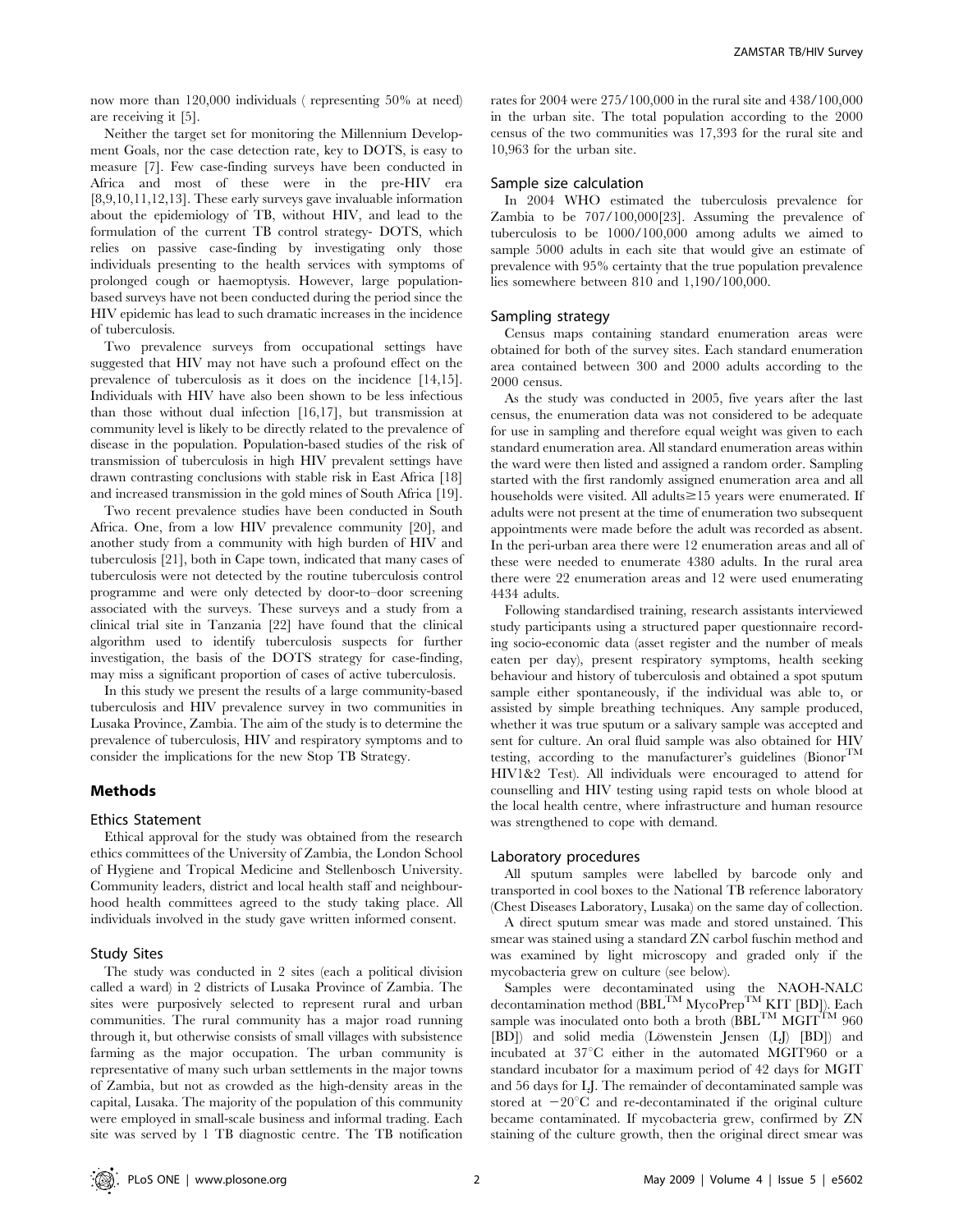now more than 120,000 individuals ( representing 50% at need) are receiving it [5].

Neither the target set for monitoring the Millennium Development Goals, nor the case detection rate, key to DOTS, is easy to measure [7]. Few case-finding surveys have been conducted in Africa and most of these were in the pre-HIV era [8,9,10,11,12,13]. These early surveys gave invaluable information about the epidemiology of TB, without HIV, and lead to the formulation of the current TB control strategy- DOTS, which relies on passive case-finding by investigating only those individuals presenting to the health services with symptoms of prolonged cough or haemoptysis. However, large population-based surveys have not been conducted during the period since the HIV epidemic has lead to such dramatic increases in the incidence of tuberculosis.

Two prevalence surveys from occupational settings have suggested that HIV may not have such a profound effect on the prevalence of tuberculosis as it does on the incidence [14,15]. Individuals with HIV have also been shown to be less infectious than those without dual infection [16,17], but transmission at community level is likely to be directly related to the prevalence of disease in the population. Population-based studies of the risk of transmission of tuberculosis in high HIV prevalent settings have drawn contrasting conclusions with stable risk in East Africa [18] and increased transmission in the gold mines of South Africa [19].

Two recent prevalence studies have been conducted in South Africa. One, from a low HIV prevalence community [20], and another study from a community with high burden of HIV and tuberculosis [21], both in Cape town, indicated that many cases of tuberculosis were not detected by the routine tuberculosis control programme and were only detected by door-to–door screening associated with the surveys. These surveys and a study from a clinical trial site in Tanzania [22] have found that the clinical algorithm used to identify tuberculosis suspects for further investigation, the basis of the DOTS strategy for case-finding, may miss a significant proportion of cases of active tuberculosis.

In this study we present the results of a large community-based tuberculosis and HIV prevalence survey in two communities in Lusaka Province, Zambia. The aim of the study is to determine the prevalence of tuberculosis, HIV and respiratory symptoms and to consider the implications for the new Stop TB Strategy.

## Methods

### Ethics Statement

Ethical approval for the study was obtained from the research ethics committees of the University of Zambia, the London School of Hygiene and Tropical Medicine and Stellenbosch University. Community leaders, district and local health staff and neighbourhood health committees agreed to the study taking place. All individuals involved in the study gave written informed consent.

### Study Sites

The study was conducted in 2 sites (each a political division called a ward) in 2 districts of Lusaka Province of Zambia. The sites were purposively selected to represent rural and urban communities. The rural community has a major road running through it, but otherwise consists of small villages with subsistence farming as the major occupation. The urban community is representative of many such urban settlements in the major towns of Zambia, but not as crowded as the high-density areas in the capital, Lusaka. The majority of the population of this community were employed in small-scale business and informal trading. Each site was served by 1 TB diagnostic centre. The TB notification rates for 2004 were 275/100,000 in the rural site and 438/100,000 in the urban site. The total population according to the 2000 census of the two communities was 17,393 for the rural site and 10,963 for the urban site.

### Sample size calculation

In 2004 WHO estimated the tuberculosis prevalence for Zambia to be 707/100,000[23]. Assuming the prevalence of tuberculosis to be 1000/100,000 among adults we aimed to sample 5000 adults in each site that would give an estimate of prevalence with 95% certainty that the true population prevalence lies somewhere between 810 and 1,190/100,000.

### Sampling strategy

Census maps containing standard enumeration areas were obtained for both of the survey sites. Each standard enumeration area contained between 300 and 2000 adults according to the 2000 census.

As the study was conducted in 2005, five years after the last census, the enumeration data was not considered to be adequate for use in sampling and therefore equal weight was given to each standard enumeration area. All standard enumeration areas within the ward were then listed and assigned a random order. Sampling started with the first randomly assigned enumeration area and all households were visited. All adults≥15 years were enumerated. If adults were not present at the time of enumeration two subsequent appointments were made before the adult was recorded as absent. In the peri-urban area there were 12 enumeration areas and all of these were needed to enumerate 4380 adults. In the rural area there were 22 enumeration areas and 12 were used enumerating 4434 adults.

Following standardised training, research assistants interviewed study participants using a structured paper questionnaire recording socio-economic data (asset register and the number of meals eaten per day), present respiratory symptoms, health seeking behaviour and history of tuberculosis and obtained a spot sputum sample either spontaneously, if the individual was able to, or assisted by simple breathing techniques. Any sample produced, whether it was true sputum or a salivary sample was accepted and sent for culture. An oral fluid sample was also obtained for HIV testing, according to the manufacturer's guidelines (Bionor$^{TM}$ HIV1&2 Test). All individuals were encouraged to attend for counselling and HIV testing using rapid tests on whole blood at the local health centre, where infrastructure and human resource was strengthened to cope with demand.

### Laboratory procedures

All sputum samples were labelled by barcode only and transported in cool boxes to the National TB reference laboratory (Chest Diseases Laboratory, Lusaka) on the same day of collection.

A direct sputum smear was made and stored unstained. This smear was stained using a standard ZN carbol fuschin method and was examined by light microscopy and graded only if the mycobacteria grew on culture (see below).

Samples were decontaminated using the NAOH-NALC decontamination method (BBL$^{TM}$ MycoPrep$^{TM}$ KIT [BD]). Each sample was inoculated onto both a broth (BBL$^{TM}$ MGIT$^{TM}$ 960 [BD]) and solid media (Löwenstein Jensen (LJ) [BD]) and incubated at 37°C either in the automated MGIT960 or a standard incubator for a maximum period of 42 days for MGIT and 56 days for LJ. The remainder of decontaminated sample was stored at −20°C and re-decontaminated if the original culture became contaminated. If mycobacteria grew, confirmed by ZN staining of the culture growth, then the original direct smear was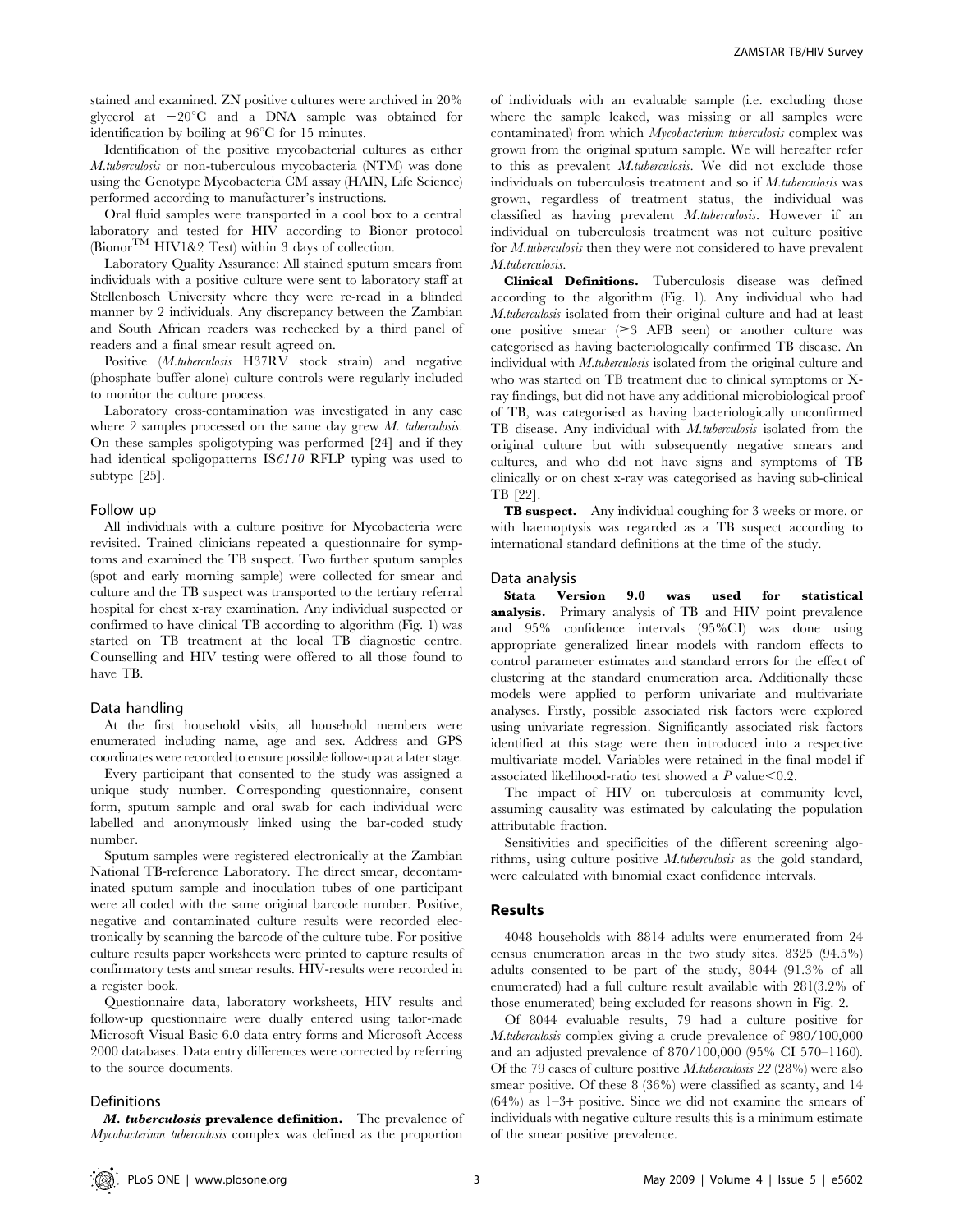stained and examined. ZN positive cultures were archived in 20% glycerol at $-20^{\circ}$C and a DNA sample was obtained for identification by boiling at $96^{\circ}$C for 15 minutes.

Identification of the positive mycobacterial cultures as either *M.tuberculosis* or non-tuberculous mycobacteria (NTM) was done using the Genotype Mycobacteria CM assay (HAIN, Life Science) performed according to manufacturer's instructions.

Oral fluid samples were transported in a cool box to a central laboratory and tested for HIV according to Bionor protocol (Bionor$^{TM}$ HIV1&2 Test) within 3 days of collection.

Laboratory Quality Assurance: All stained sputum smears from individuals with a positive culture were sent to laboratory staff at Stellenbosch University where they were re-read in a blinded manner by 2 individuals. Any discrepancy between the Zambian and South African readers was rechecked by a third panel of readers and a final smear result agreed on.

Positive (*M.tuberculosis* H37RV stock strain) and negative (phosphate buffer alone) culture controls were regularly included to monitor the culture process.

Laboratory cross-contamination was investigated in any case where 2 samples processed on the same day grew *M. tuberculosis*. On these samples spoligotyping was performed [24] and if they had identical spoligopatterns IS*6110* RFLP typing was used to subtype [25].

## Follow up

All individuals with a culture positive for Mycobacteria were revisited. Trained clinicians repeated a questionnaire for symptoms and examined the TB suspect. Two further sputum samples (spot and early morning sample) were collected for smear and culture and the TB suspect was transported to the tertiary referral hospital for chest x-ray examination. Any individual suspected or confirmed to have clinical TB according to algorithm (Fig. 1) was started on TB treatment at the local TB diagnostic centre. Counselling and HIV testing were offered to all those found to have TB.

## Data handling

At the first household visits, all household members were enumerated including name, age and sex. Address and GPS coordinates were recorded to ensure possible follow-up at a later stage.

Every participant that consented to the study was assigned a unique study number. Corresponding questionnaire, consent form, sputum sample and oral swab for each individual were labelled and anonymously linked using the bar-coded study number.

Sputum samples were registered electronically at the Zambian National TB-reference Laboratory. The direct smear, decontaminated sputum sample and inoculation tubes of one participant were all coded with the same original barcode number. Positive, negative and contaminated culture results were recorded electronically by scanning the barcode of the culture tube. For positive culture results paper worksheets were printed to capture results of confirmatory tests and smear results. HIV-results were recorded in a register book.

Questionnaire data, laboratory worksheets, HIV results and follow-up questionnaire were dually entered using tailor-made Microsoft Visual Basic 6.0 data entry forms and Microsoft Access 2000 databases. Data entry differences were corrected by referring to the source documents.

## Definitions

***M. tuberculosis* prevalence definition.** The prevalence of *Mycobacterium tuberculosis* complex was defined as the proportion of individuals with an evaluable sample (i.e. excluding those where the sample leaked, was missing or all samples were contaminated) from which *Mycobacterium tuberculosis* complex was grown from the original sputum sample. We will hereafter refer to this as prevalent *M.tuberculosis*. We did not exclude those individuals on tuberculosis treatment and so if *M.tuberculosis* was grown, regardless of treatment status, the individual was classified as having prevalent *M.tuberculosis*. However if an individual on tuberculosis treatment was not culture positive for *M.tuberculosis* then they were not considered to have prevalent *M.tuberculosis*.

**Clinical Definitions.** Tuberculosis disease was defined according to the algorithm (Fig. 1). Any individual who had *M.tuberculosis* isolated from their original culture and had at least one positive smear ($\geq$3 AFB seen) or another culture was categorised as having bacteriologically confirmed TB disease. An individual with *M.tuberculosis* isolated from the original culture and who was started on TB treatment due to clinical symptoms or X-ray findings, but did not have any additional microbiological proof of TB, was categorised as having bacteriologically unconfirmed TB disease. Any individual with *M.tuberculosis* isolated from the original culture but with subsequently negative smears and cultures, and who did not have signs and symptoms of TB clinically or on chest x-ray was categorised as having sub-clinical TB [22].

**TB suspect.** Any individual coughing for 3 weeks or more, or with haemoptysis was regarded as a TB suspect according to international standard definitions at the time of the study.

## Data analysis

**Stata Version 9.0 was used for statistical analysis.** Primary analysis of TB and HIV point prevalence and 95% confidence intervals (95%CI) was done using appropriate generalized linear models with random effects to control parameter estimates and standard errors for the effect of clustering at the standard enumeration area. Additionally these models were applied to perform univariate and multivariate analyses. Firstly, possible associated risk factors were explored using univariate regression. Significantly associated risk factors identified at this stage were then introduced into a respective multivariate model. Variables were retained in the final model if associated likelihood-ratio test showed a $P$ value$<0.2$.

The impact of HIV on tuberculosis at community level, assuming causality was estimated by calculating the population attributable fraction.

Sensitivities and specificities of the different screening algorithms, using culture positive *M.tuberculosis* as the gold standard, were calculated with binomial exact confidence intervals.

# Results

4048 households with 8814 adults were enumerated from 24 census enumeration areas in the two study sites. 8325 (94.5%) adults consented to be part of the study, 8044 (91.3% of all enumerated) had a full culture result available with 281(3.2% of those enumerated) being excluded for reasons shown in Fig. 2.

Of 8044 evaluable results, 79 had a culture positive for *M.tuberculosis* complex giving a crude prevalence of 980/100,000 and an adjusted prevalence of 870/100,000 (95% CI 570–1160). Of the 79 cases of culture positive *M.tuberculosis* 22 (28%) were also smear positive. Of these 8 (36%) were classified as scanty, and 14 (64%) as 1–3+ positive. Since we did not examine the smears of individuals with negative culture results this is a minimum estimate of the smear positive prevalence.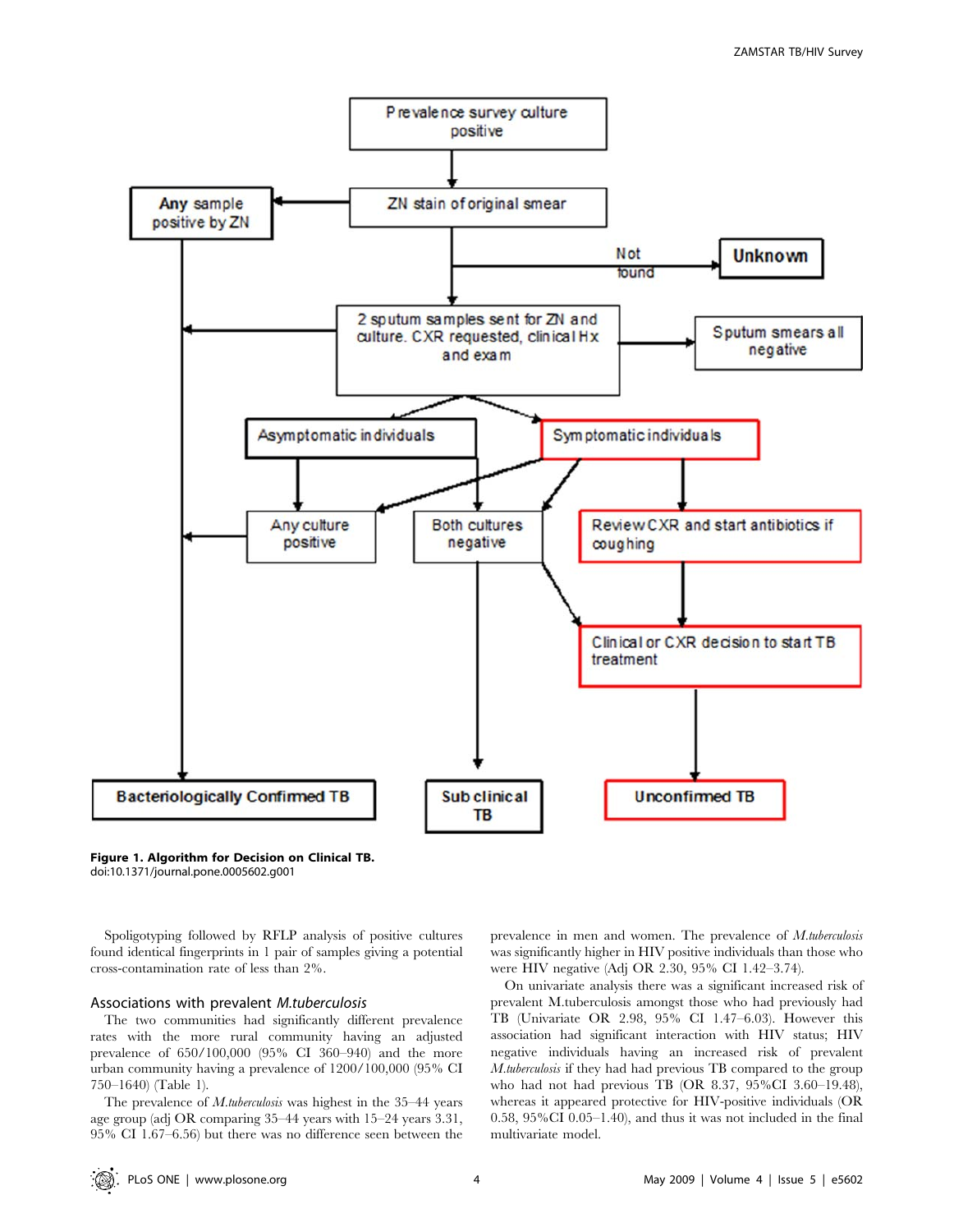Figure 1. Algorithm for Decision on Clinical TB.
doi:10.1371/journal.pone.0005602.g001

Spoligotyping followed by RFLP analysis of positive cultures found identical fingerprints in 1 pair of samples giving a potential cross-contamination rate of less than 2%.

### Associations with prevalent *M.tuberculosis*

The two communities had significantly different prevalence rates with the more rural community having an adjusted prevalence of 650/100,000 (95% CI 360–940) and the more urban community having a prevalence of 1200/100,000 (95% CI 750–1640) (Table 1).

The prevalence of *M.tuberculosis* was highest in the 35–44 years age group (adj OR comparing 35–44 years with 15–24 years 3.31, 95% CI 1.67–6.56) but there was no difference seen between the prevalence in men and women. The prevalence of *M.tuberculosis* was significantly higher in HIV positive individuals than those who were HIV negative (Adj OR 2.30, 95% CI 1.42–3.74).

On univariate analysis there was a significant increased risk of prevalent M.tuberculosis amongst those who had previously had TB (Univariate OR 2.98, 95% CI 1.47–6.03). However this association had significant interaction with HIV status; HIV negative individuals having an increased risk of prevalent *M.tuberculosis* if they had had previous TB compared to the group who had not had previous TB (OR 8.37, 95%CI 3.60–19.48), whereas it appeared protective for HIV-positive individuals (OR 0.58, 95%CI 0.05–1.40), and thus it was not included in the final multivariate model.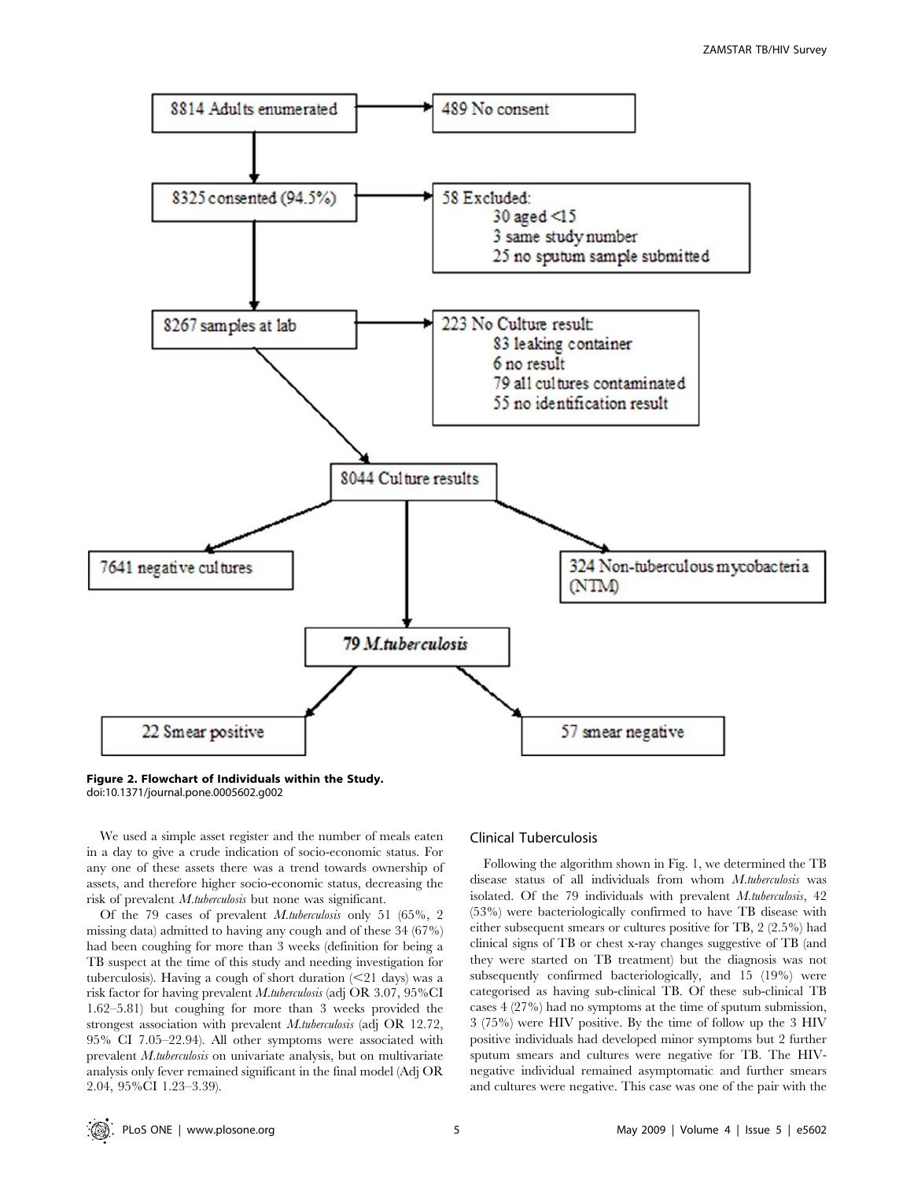8814 Adults enumerated → 489 No consent

8325 consented (94.5%) → 58 Excluded:
- 30 aged <15
- 3 same study number
- 25 no sputum sample submitted

8267 samples at lab → 223 No Culture result:
- 83 leaking container
- 6 no result
- 79 all cultures contaminated
- 55 no identification result

8044 Culture results
- 7641 negative cultures
- 324 Non-tuberculous mycobacteria (NTM)
- 79 *M.tuberculosis*
  - 22 Smear positive
  - 57 smear negative

**Figure 2. Flowchart of Individuals within the Study.**
doi:10.1371/journal.pone.0005602.g002

We used a simple asset register and the number of meals eaten in a day to give a crude indication of socio-economic status. For any one of these assets there was a trend towards ownership of assets, and therefore higher socio-economic status, decreasing the risk of prevalent *M.tuberculosis* but none was significant.

Of the 79 cases of prevalent *M.tuberculosis* only 51 (65%, 2 missing data) admitted to having any cough and of these 34 (67%) had been coughing for more than 3 weeks (definition for being a TB suspect at the time of this study and needing investigation for tuberculosis). Having a cough of short duration (<21 days) was a risk factor for having prevalent *M.tuberculosis* (adj OR 3.07, 95%CI 1.62–5.81) but coughing for more than 3 weeks provided the strongest association with prevalent *M.tuberculosis* (adj OR 12.72, 95% CI 7.05–22.94). All other symptoms were associated with prevalent *M.tuberculosis* on univariate analysis, but on multivariate analysis only fever remained significant in the final model (Adj OR 2.04, 95%CI 1.23–3.39).

## Clinical Tuberculosis

Following the algorithm shown in Fig. 1, we determined the TB disease status of all individuals from whom *M.tuberculosis* was isolated. Of the 79 individuals with prevalent *M.tuberculosis*, 42 (53%) were bacteriologically confirmed to have TB disease with either subsequent smears or cultures positive for TB, 2 (2.5%) had clinical signs of TB or chest x-ray changes suggestive of TB (and they were started on TB treatment) but the diagnosis was not subsequently confirmed bacteriologically, and 15 (19%) were categorised as having sub-clinical TB. Of these sub-clinical TB cases 4 (27%) had no symptoms at the time of sputum submission, 3 (75%) were HIV positive. By the time of follow up the 3 HIV positive individuals had developed minor symptoms but 2 further sputum smears and cultures were negative for TB. The HIV-negative individual remained asymptomatic and further smears and cultures were negative. This case was one of the pair with the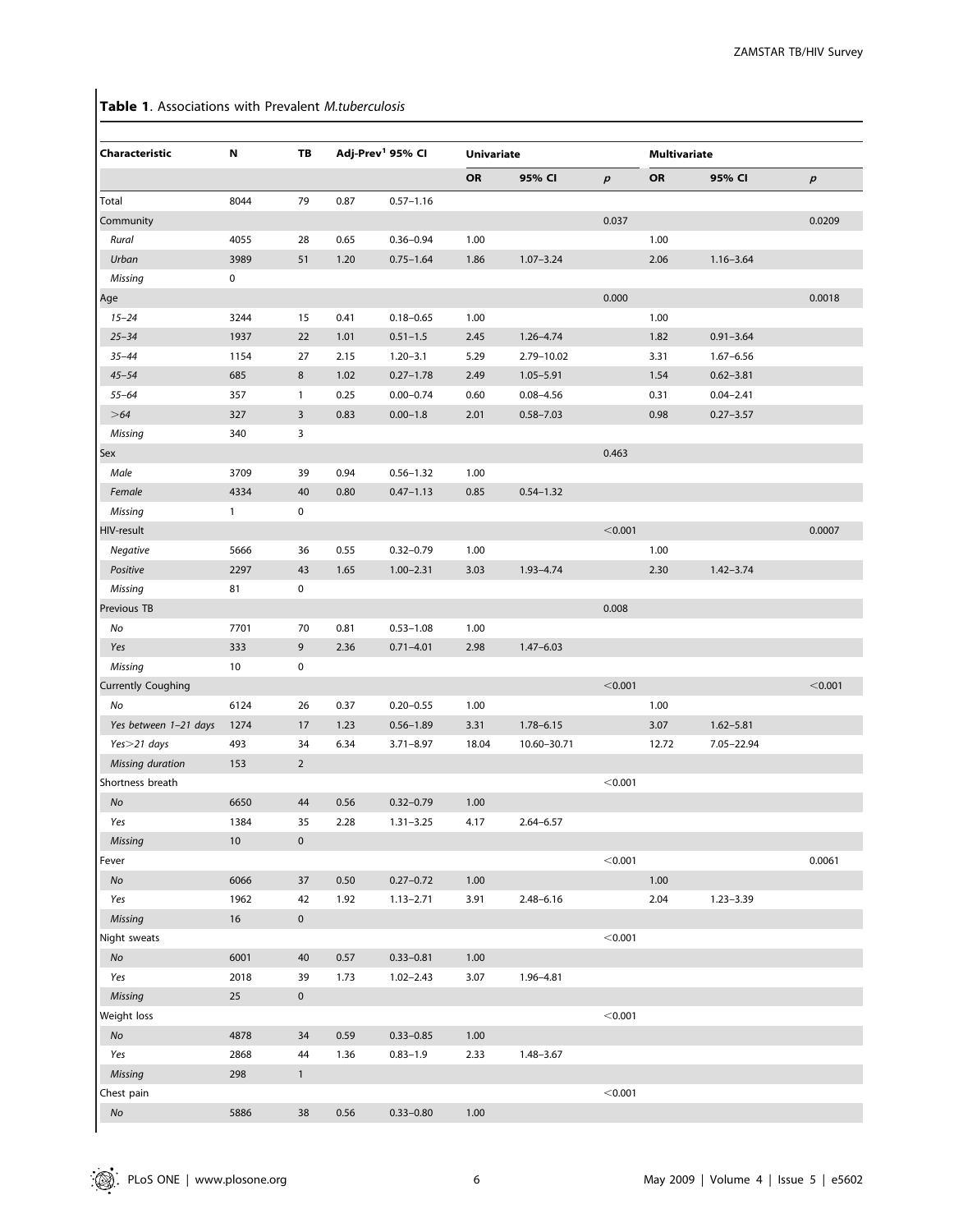**Table 1.** Associations with Prevalent *M.tuberculosis*

| Characteristic | N | TB | Adj-Prev[1] | 95% CI | Univariate | | | Multivariate | | |
|---|---|---|---|---|---|---|---|---|---|---|
| | | | | | OR | 95% CI | *p* | OR | 95% CI | *p* |
| Total | 8044 | 79 | 0.87 | 0.57–1.16 | | | | | | |
| Community | | | | | | | 0.037 | | | 0.0209 |
| *Rural* | 4055 | 28 | 0.65 | 0.36–0.94 | 1.00 | | | 1.00 | | |
| *Urban* | 3989 | 51 | 1.20 | 0.75–1.64 | 1.86 | 1.07–3.24 | | 2.06 | 1.16–3.64 | |
| *Missing* | 0 | | | | | | | | | |
| Age | | | | | | | 0.000 | | | 0.0018 |
| *15–24* | 3244 | 15 | 0.41 | 0.18–0.65 | 1.00 | | | 1.00 | | |
| *25–34* | 1937 | 22 | 1.01 | 0.51–1.5 | 2.45 | 1.26–4.74 | | 1.82 | 0.91–3.64 | |
| *35–44* | 1154 | 27 | 2.15 | 1.20–3.1 | 5.29 | 2.79–10.02 | | 3.31 | 1.67–6.56 | |
| *45–54* | 685 | 8 | 1.02 | 0.27–1.78 | 2.49 | 1.05–5.91 | | 1.54 | 0.62–3.81 | |
| *55–64* | 357 | 1 | 0.25 | 0.00–0.74 | 0.60 | 0.08–4.56 | | 0.31 | 0.04–2.41 | |
| *>64* | 327 | 3 | 0.83 | 0.00–1.8 | 2.01 | 0.58–7.03 | | 0.98 | 0.27–3.57 | |
| *Missing* | 340 | 3 | | | | | | | | |
| Sex | | | | | | | 0.463 | | | |
| *Male* | 3709 | 39 | 0.94 | 0.56–1.32 | 1.00 | | | | | |
| *Female* | 4334 | 40 | 0.80 | 0.47–1.13 | 0.85 | 0.54–1.32 | | | | |
| *Missing* | 1 | 0 | | | | | | | | |
| HIV-result | | | | | | | <0.001 | | | 0.0007 |
| *Negative* | 5666 | 36 | 0.55 | 0.32–0.79 | 1.00 | | | 1.00 | | |
| *Positive* | 2297 | 43 | 1.65 | 1.00–2.31 | 3.03 | 1.93–4.74 | | 2.30 | 1.42–3.74 | |
| *Missing* | 81 | 0 | | | | | | | | |
| Previous TB | | | | | | | 0.008 | | | |
| *No* | 7701 | 70 | 0.81 | 0.53–1.08 | 1.00 | | | | | |
| *Yes* | 333 | 9 | 2.36 | 0.71–4.01 | 2.98 | 1.47–6.03 | | | | |
| *Missing* | 10 | 0 | | | | | | | | |
| Currently Coughing | | | | | | | <0.001 | | | <0.001 |
| *No* | 6124 | 26 | 0.37 | 0.20–0.55 | 1.00 | | | 1.00 | | |
| *Yes between 1–21 days* | 1274 | 17 | 1.23 | 0.56–1.89 | 3.31 | 1.78–6.15 | | 3.07 | 1.62–5.81 | |
| *Yes>21 days* | 493 | 34 | 6.34 | 3.71–8.97 | 18.04 | 10.60–30.71 | | 12.72 | 7.05–22.94 | |
| *Missing duration* | 153 | 2 | | | | | | | | |
| Shortness breath | | | | | | | <0.001 | | | |
| *No* | 6650 | 44 | 0.56 | 0.32–0.79 | 1.00 | | | | | |
| *Yes* | 1384 | 35 | 2.28 | 1.31–3.25 | 4.17 | 2.64–6.57 | | | | |
| *Missing* | 10 | 0 | | | | | | | | |
| Fever | | | | | | | <0.001 | | | 0.0061 |
| *No* | 6066 | 37 | 0.50 | 0.27–0.72 | 1.00 | | | 1.00 | | |
| *Yes* | 1962 | 42 | 1.92 | 1.13–2.71 | 3.91 | 2.48–6.16 | | 2.04 | 1.23–3.39 | |
| *Missing* | 16 | 0 | | | | | | | | |
| Night sweats | | | | | | | <0.001 | | | |
| *No* | 6001 | 40 | 0.57 | 0.33–0.81 | 1.00 | | | | | |
| *Yes* | 2018 | 39 | 1.73 | 1.02–2.43 | 3.07 | 1.96–4.81 | | | | |
| *Missing* | 25 | 0 | | | | | | | | |
| Weight loss | | | | | | | <0.001 | | | |
| *No* | 4878 | 34 | 0.59 | 0.33–0.85 | 1.00 | | | | | |
| *Yes* | 2868 | 44 | 1.36 | 0.83–1.9 | 2.33 | 1.48–3.67 | | | | |
| *Missing* | 298 | 1 | | | | | | | | |
| Chest pain | | | | | | | <0.001 | | | |
| *No* | 5886 | 38 | 0.56 | 0.33–0.80 | 1.00 | | | | | |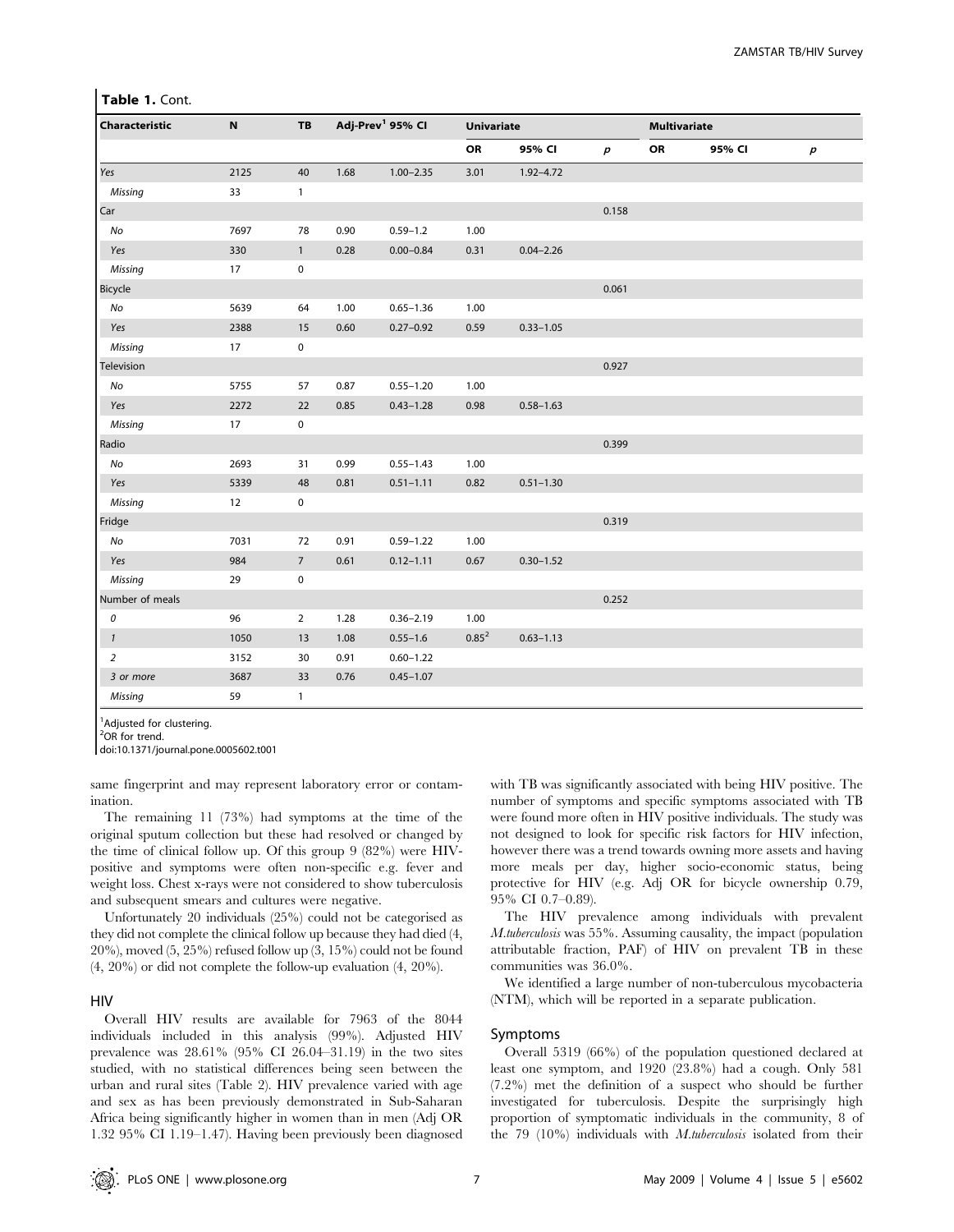**Table 1.** Cont.

| Characteristic | N | TB | Adj-Prev[1] 95% CI | | Univariate | | | Multivariate | | |
|---|---|---|---|---|---|---|---|---|---|---|
| | | | | | OR | 95% CI | *p* | OR | 95% CI | *p* |
| *Yes* | 2125 | 40 | 1.68 | 1.00–2.35 | 3.01 | 1.92–4.72 | | | | |
| *Missing* | 33 | 1 | | | | | | | | |
| Car | | | | | | | 0.158 | | | |
| *No* | 7697 | 78 | 0.90 | 0.59–1.2 | 1.00 | | | | | |
| *Yes* | 330 | 1 | 0.28 | 0.00–0.84 | 0.31 | 0.04–2.26 | | | | |
| *Missing* | 17 | 0 | | | | | | | | |
| Bicycle | | | | | | | 0.061 | | | |
| *No* | 5639 | 64 | 1.00 | 0.65–1.36 | 1.00 | | | | | |
| *Yes* | 2388 | 15 | 0.60 | 0.27–0.92 | 0.59 | 0.33–1.05 | | | | |
| *Missing* | 17 | 0 | | | | | | | | |
| Television | | | | | | | 0.927 | | | |
| *No* | 5755 | 57 | 0.87 | 0.55–1.20 | 1.00 | | | | | |
| *Yes* | 2272 | 22 | 0.85 | 0.43–1.28 | 0.98 | 0.58–1.63 | | | | |
| *Missing* | 17 | 0 | | | | | | | | |
| Radio | | | | | | | 0.399 | | | |
| *No* | 2693 | 31 | 0.99 | 0.55–1.43 | 1.00 | | | | | |
| *Yes* | 5339 | 48 | 0.81 | 0.51–1.11 | 0.82 | 0.51–1.30 | | | | |
| *Missing* | 12 | 0 | | | | | | | | |
| Fridge | | | | | | | 0.319 | | | |
| *No* | 7031 | 72 | 0.91 | 0.59–1.22 | 1.00 | | | | | |
| *Yes* | 984 | 7 | 0.61 | 0.12–1.11 | 0.67 | 0.30–1.52 | | | | |
| *Missing* | 29 | 0 | | | | | | | | |
| Number of meals | | | | | | | 0.252 | | | |
| *0* | 96 | 2 | 1.28 | 0.36–2.19 | 1.00 | | | | | |
| *1* | 1050 | 13 | 1.08 | 0.55–1.6 | 0.85[2] | 0.63–1.13 | | | | |
| *2* | 3152 | 30 | 0.91 | 0.60–1.22 | | | | | | |
| *3 or more* | 3687 | 33 | 0.76 | 0.45–1.07 | | | | | | |
| *Missing* | 59 | 1 | | | | | | | | |

[1]Adjusted for clustering.
[2]OR for trend.
doi:10.1371/journal.pone.0005602.t001

same fingerprint and may represent laboratory error or contamination.

The remaining 11 (73%) had symptoms at the time of the original sputum collection but these had resolved or changed by the time of clinical follow up. Of this group 9 (82%) were HIV-positive and symptoms were often non-specific e.g. fever and weight loss. Chest x-rays were not considered to show tuberculosis and subsequent smears and cultures were negative.

Unfortunately 20 individuals (25%) could not be categorised as they did not complete the clinical follow up because they had died (4, 20%), moved (5, 25%) refused follow up (3, 15%) could not be found (4, 20%) or did not complete the follow-up evaluation (4, 20%).

## HIV

Overall HIV results are available for 7963 of the 8044 individuals included in this analysis (99%). Adjusted HIV prevalence was 28.61% (95% CI 26.04–31.19) in the two sites studied, with no statistical differences being seen between the urban and rural sites (Table 2). HIV prevalence varied with age and sex as has been previously demonstrated in Sub-Saharan Africa being significantly higher in women than in men (Adj OR 1.32 95% CI 1.19–1.47). Having been previously been diagnosed with TB was significantly associated with being HIV positive. The number of symptoms and specific symptoms associated with TB were found more often in HIV positive individuals. The study was not designed to look for specific risk factors for HIV infection, however there was a trend towards owning more assets and having more meals per day, higher socio-economic status, being protective for HIV (e.g. Adj OR for bicycle ownership 0.79, 95% CI 0.7–0.89).

The HIV prevalence among individuals with prevalent *M.tuberculosis* was 55%. Assuming causality, the impact (population attributable fraction, PAF) of HIV on prevalent TB in these communities was 36.0%.

We identified a large number of non-tuberculous mycobacteria (NTM), which will be reported in a separate publication.

## Symptoms

Overall 5319 (66%) of the population questioned declared at least one symptom, and 1920 (23.8%) had a cough. Only 581 (7.2%) met the definition of a suspect who should be further investigated for tuberculosis. Despite the surprisingly high proportion of symptomatic individuals in the community, 8 of the 79 (10%) individuals with *M.tuberculosis* isolated from their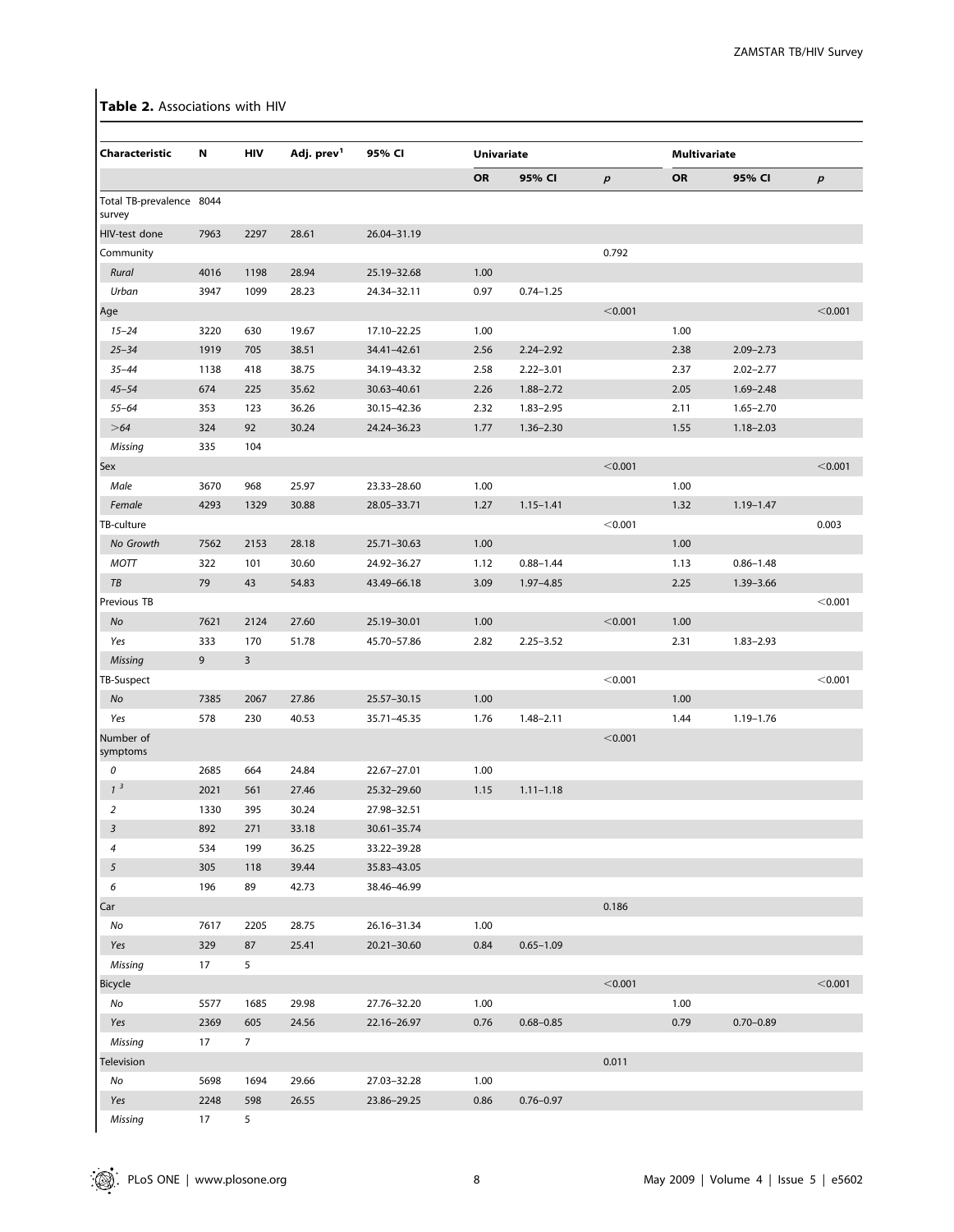**Table 2.** Associations with HIV

| Characteristic | N | HIV | Adj. prev[1] | 95% CI | Univariate | | | Multivariate | | |
|---|---|---|---|---|---|---|---|---|---|---|
| | | | | | OR | 95% CI | *p* | OR | 95% CI | *p* |
| Total TB-prevalence survey | 8044 | | | | | | | | | |
| HIV-test done | 7963 | 2297 | 28.61 | 26.04–31.19 | | | | | | |
| Community | | | | | | | 0.792 | | | |
| *Rural* | 4016 | 1198 | 28.94 | 25.19–32.68 | 1.00 | | | | | |
| *Urban* | 3947 | 1099 | 28.23 | 24.34–32.11 | 0.97 | 0.74–1.25 | | | | |
| Age | | | | | | | <0.001 | | | <0.001 |
| *15–24* | 3220 | 630 | 19.67 | 17.10–22.25 | 1.00 | | | 1.00 | | |
| *25–34* | 1919 | 705 | 38.51 | 34.41–42.61 | 2.56 | 2.24–2.92 | | 2.38 | 2.09–2.73 | |
| *35–44* | 1138 | 418 | 38.75 | 34.19–43.32 | 2.58 | 2.22–3.01 | | 2.37 | 2.02–2.77 | |
| *45–54* | 674 | 225 | 35.62 | 30.63–40.61 | 2.26 | 1.88–2.72 | | 2.05 | 1.69–2.48 | |
| *55–64* | 353 | 123 | 36.26 | 30.15–42.36 | 2.32 | 1.83–2.95 | | 2.11 | 1.65–2.70 | |
| *>64* | 324 | 92 | 30.24 | 24.24–36.23 | 1.77 | 1.36–2.30 | | 1.55 | 1.18–2.03 | |
| *Missing* | 335 | 104 | | | | | | | | |
| Sex | | | | | | | <0.001 | | | <0.001 |
| *Male* | 3670 | 968 | 25.97 | 23.33–28.60 | 1.00 | | | 1.00 | | |
| *Female* | 4293 | 1329 | 30.88 | 28.05–33.71 | 1.27 | 1.15–1.41 | | 1.32 | 1.19–1.47 | |
| TB-culture | | | | | | | <0.001 | | | 0.003 |
| *No Growth* | 7562 | 2153 | 28.18 | 25.71–30.63 | 1.00 | | | 1.00 | | |
| *MOTT* | 322 | 101 | 30.60 | 24.92–36.27 | 1.12 | 0.88–1.44 | | 1.13 | 0.86–1.48 | |
| *TB* | 79 | 43 | 54.83 | 43.49–66.18 | 3.09 | 1.97–4.85 | | 2.25 | 1.39–3.66 | |
| Previous TB | | | | | | | | | | <0.001 |
| *No* | 7621 | 2124 | 27.60 | 25.19–30.01 | 1.00 | | <0.001 | 1.00 | | |
| *Yes* | 333 | 170 | 51.78 | 45.70–57.86 | 2.82 | 2.25–3.52 | | 2.31 | 1.83–2.93 | |
| *Missing* | 9 | 3 | | | | | | | | |
| TB-Suspect | | | | | | | <0.001 | | | <0.001 |
| *No* | 7385 | 2067 | 27.86 | 25.57–30.15 | 1.00 | | | 1.00 | | |
| *Yes* | 578 | 230 | 40.53 | 35.71–45.35 | 1.76 | 1.48–2.11 | | 1.44 | 1.19–1.76 | |
| Number of symptoms | | | | | | | <0.001 | | | |
| *0* | 2685 | 664 | 24.84 | 22.67–27.01 | 1.00 | | | | | |
| *1* [3] | 2021 | 561 | 27.46 | 25.32–29.60 | 1.15 | 1.11–1.18 | | | | |
| *2* | 1330 | 395 | 30.24 | 27.98–32.51 | | | | | | |
| *3* | 892 | 271 | 33.18 | 30.61–35.74 | | | | | | |
| *4* | 534 | 199 | 36.25 | 33.22–39.28 | | | | | | |
| *5* | 305 | 118 | 39.44 | 35.83–43.05 | | | | | | |
| *6* | 196 | 89 | 42.73 | 38.46–46.99 | | | | | | |
| Car | | | | | | | 0.186 | | | |
| *No* | 7617 | 2205 | 28.75 | 26.16–31.34 | 1.00 | | | | | |
| *Yes* | 329 | 87 | 25.41 | 20.21–30.60 | 0.84 | 0.65–1.09 | | | | |
| *Missing* | 17 | 5 | | | | | | | | |
| Bicycle | | | | | | | <0.001 | | | <0.001 |
| *No* | 5577 | 1685 | 29.98 | 27.76–32.20 | 1.00 | | | 1.00 | | |
| *Yes* | 2369 | 605 | 24.56 | 22.16–26.97 | 0.76 | 0.68–0.85 | | 0.79 | 0.70–0.89 | |
| *Missing* | 17 | 7 | | | | | | | | |
| Television | | | | | | | 0.011 | | | |
| *No* | 5698 | 1694 | 29.66 | 27.03–32.28 | 1.00 | | | | | |
| *Yes* | 2248 | 598 | 26.55 | 23.86–29.25 | 0.86 | 0.76–0.97 | | | | |
| *Missing* | 17 | 5 | | | | | | | | |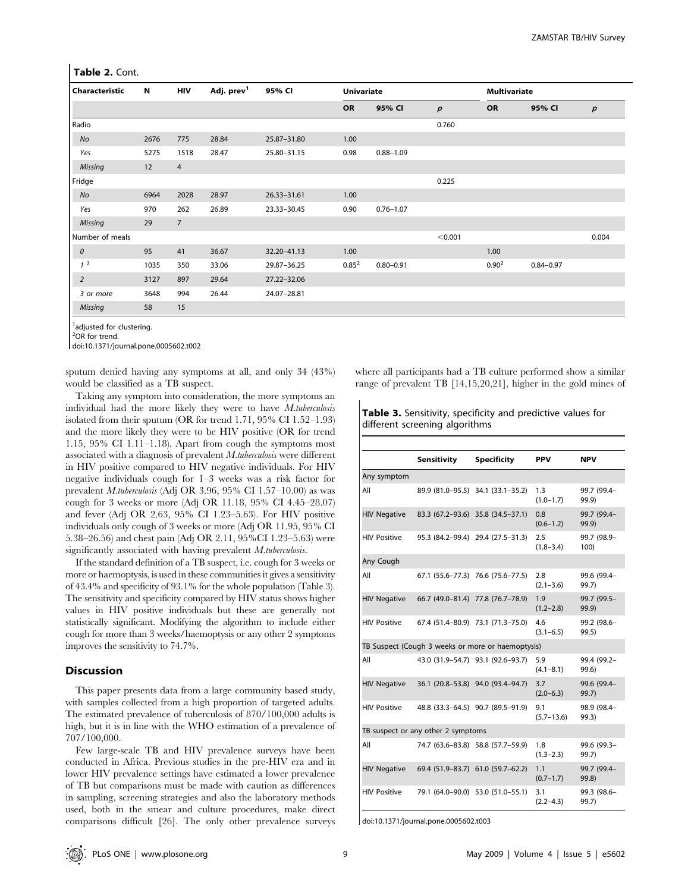**Table 2.** Cont.

| Characteristic | N | HIV | Adj. prev[1] | 95% CI | Univariate | | | Multivariate | | |
|---|---|---|---|---|---|---|---|---|---|---|
| | | | | | OR | 95% CI | *p* | OR | 95% CI | *p* |
| Radio | | | | | | | 0.760 | | | |
| *No* | 2676 | 775 | 28.84 | 25.87–31.80 | 1.00 | | | | | |
| *Yes* | 5275 | 1518 | 28.47 | 25.80–31.15 | 0.98 | 0.88–1.09 | | | | |
| *Missing* | 12 | 4 | | | | | | | | |
| Fridge | | | | | | | 0.225 | | | |
| *No* | 6964 | 2028 | 28.97 | 26.33–31.61 | 1.00 | | | | | |
| *Yes* | 970 | 262 | 26.89 | 23.33–30.45 | 0.90 | 0.76–1.07 | | | | |
| *Missing* | 29 | 7 | | | | | | | | |
| Number of meals | | | | | | | <0.001 | | | 0.004 |
| *0* | 95 | 41 | 36.67 | 32.20–41.13 | 1.00 | | | 1.00 | | |
| *1* [3] | 1035 | 350 | 33.06 | 29.87–36.25 | 0.85[2] | 0.80–0.91 | | 0.90[2] | 0.84–0.97 | |
| *2* | 3127 | 897 | 29.64 | 27.22–32.06 | | | | | | |
| *3 or more* | 3648 | 994 | 26.44 | 24.07–28.81 | | | | | | |
| *Missing* | 58 | 15 | | | | | | | | |

[1]adjusted for clustering.
[2]OR for trend.
doi:10.1371/journal.pone.0005602.t002

sputum denied having any symptoms at all, and only 34 (43%) would be classified as a TB suspect.

Taking any symptom into consideration, the more symptoms an individual had the more likely they were to have *M.tuberculosis* isolated from their sputum (OR for trend 1.71, 95% CI 1.52–1.93) and the more likely they were to be HIV positive (OR for trend 1.15, 95% CI 1.11–1.18). Apart from cough the symptoms most associated with a diagnosis of prevalent *M.tuberculosis* were different in HIV positive compared to HIV negative individuals. For HIV negative individuals cough for 1–3 weeks was a risk factor for prevalent *M.tuberculosis* (Adj OR 3.96, 95% CI 1.57–10.00) as was cough for 3 weeks or more (Adj OR 11.18, 95% CI 4.45–28.07) and fever (Adj OR 2.63, 95% CI 1.23–5.63). For HIV positive individuals only cough of 3 weeks or more (Adj OR 11.95, 95% CI 5.38–26.56) and chest pain (Adj OR 2.11, 95%CI 1.23–5.63) were significantly associated with having prevalent *M.tuberculosis*.

If the standard definition of a TB suspect, i.e. cough for 3 weeks or more or haemoptysis, is used in these communities it gives a sensitivity of 43.4% and specificity of 93.1% for the whole population (Table 3). The sensitivity and specificity compared by HIV status shows higher values in HIV positive individuals but these are generally not statistically significant. Modifying the algorithm to include either cough for more than 3 weeks/haemoptysis or any other 2 symptoms improves the sensitivity to 74.7%.

## Discussion

This paper presents data from a large community based study, with samples collected from a high proportion of targeted adults. The estimated prevalence of tuberculosis of 870/100,000 adults is high, but it is in line with the WHO estimation of a prevalence of 707/100,000.

Few large-scale TB and HIV prevalence surveys have been conducted in Africa. Previous studies in the pre-HIV era and in lower HIV prevalence settings have estimated a lower prevalence of TB but comparisons must be made with caution as differences in sampling, screening strategies and also the laboratory methods used, both in the smear and culture procedures, make direct comparisons difficult [26]. The only other prevalence surveys where all participants had a TB culture performed show a similar range of prevalent TB [14,15,20,21], higher in the gold mines of

**Table 3.** Sensitivity, specificity and predictive values for different screening algorithms

| | Sensitivity | Specificity | PPV | NPV |
|---|---|---|---|---|
| Any symptom | | | | |
| All | 89.9 (81.0–95.5) | 34.1 (33.1–35.2) | 1.3 (1.0–1.7) | 99.7 (99.4–99.9) |
| HIV Negative | 83.3 (67.2–93.6) | 35.8 (34.5–37.1) | 0.8 (0.6–1.2) | 99.7 (99.4–99.9) |
| HIV Positive | 95.3 (84.2–99.4) | 29.4 (27.5–31.3) | 2.5 (1.8–3.4) | 99.7 (98.9–100) |
| Any Cough | | | | |
| All | 67.1 (55.6–77.3) | 76.6 (75.6–77.5) | 2.8 (2.1–3.6) | 99.6 (99.4–99.7) |
| HIV Negative | 66.7 (49.0–81.4) | 77.8 (76.7–78.9) | 1.9 (1.2–2.8) | 99.7 (99.5–99.9) |
| HIV Positive | 67.4 (51.4–80.9) | 73.1 (71.3–75.0) | 4.6 (3.1–6.5) | 99.2 (98.6–99.5) |
| TB Suspect (Cough 3 weeks or more or haemoptysis) | | | | |
| All | 43.0 (31.9–54.7) | 93.1 (92.6–93.7) | 5.9 (4.1–8.1) | 99.4 (99.2–99.6) |
| HIV Negative | 36.1 (20.8–53.8) | 94.0 (93.4–94.7) | 3.7 (2.0–6.3) | 99.6 (99.4–99.7) |
| HIV Positive | 48.8 (33.3–64.5) | 90.7 (89.5–91.9) | 9.1 (5.7–13.6) | 98.9 (98.4–99.3) |
| TB suspect or any other 2 symptoms | | | | |
| All | 74.7 (63.6–83.8) | 58.8 (57.7–59.9) | 1.8 (1.3–2.3) | 99.6 (99.3–99.7) |
| HIV Negative | 69.4 (51.9–83.7) | 61.0 (59.7–62.2) | 1.1 (0.7–1.7) | 99.7 (99.4–99.8) |
| HIV Positive | 79.1 (64.0–90.0) | 53.0 (51.0–55.1) | 3.1 (2.2–4.3) | 99.3 (98.6–99.7) |

doi:10.1371/journal.pone.0005602.t003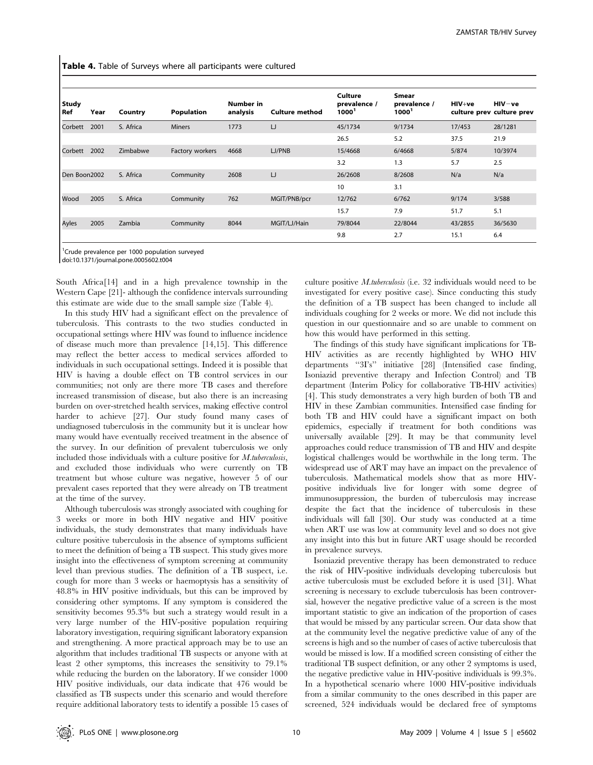**Table 4.** Table of Surveys where all participants were cultured

| Study Ref | Year | Country | Population | Number in analysis | Culture method | Culture prevalence / 1000[1] | Smear prevalence / 1000[1] | HIV+ve culture prev | HIV−ve culture prev |
|---|---|---|---|---|---|---|---|---|---|
| Corbett | 2001 | S. Africa | Miners | 1773 | LJ | 45/1734 | 9/1734 | 17/453 | 28/1281 |
| | | | | | | 26.5 | 5.2 | 37.5 | 21.9 |
| Corbett | 2002 | Zimbabwe | Factory workers | 4668 | LJ/PNB | 15/4668 | 6/4668 | 5/874 | 10/3974 |
| | | | | | | 3.2 | 1.3 | 5.7 | 2.5 |
| Den Boon | 2002 | S. Africa | Community | 2608 | LJ | 26/2608 | 8/2608 | N/a | N/a |
| | | | | | | 10 | 3.1 | | |
| Wood | 2005 | S. Africa | Community | 762 | MGIT/PNB/pcr | 12/762 | 6/762 | 9/174 | 3/588 |
| | | | | | | 15.7 | 7.9 | 51.7 | 5.1 |
| Ayles | 2005 | Zambia | Community | 8044 | MGIT/LJ/Hain | 79/8044 | 22/8044 | 43/2855 | 36/5630 |
| | | | | | | 9.8 | 2.7 | 15.1 | 6.4 |

[1]Crude prevalence per 1000 population surveyed
doi:10.1371/journal.pone.0005602.t004

South Africa[14] and in a high prevalence township in the Western Cape [21]- although the confidence intervals surrounding this estimate are wide due to the small sample size (Table 4).

In this study HIV had a significant effect on the prevalence of tuberculosis. This contrasts to the two studies conducted in occupational settings where HIV was found to influence incidence of disease much more than prevalence [14,15]. This difference may reflect the better access to medical services afforded to individuals in such occupational settings. Indeed it is possible that HIV is having a double effect on TB control services in our communities; not only are there more TB cases and therefore increased transmission of disease, but also there is an increasing burden on over-stretched health services, making effective control harder to achieve [27]. Our study found many cases of undiagnosed tuberculosis in the community but it is unclear how many would have eventually received treatment in the absence of the survey. In our definition of prevalent tuberculosis we only included those individuals with a culture positive for *M.tuberculosis*, and excluded those individuals who were currently on TB treatment but whose culture was negative, however 5 of our prevalent cases reported that they were already on TB treatment at the time of the survey.

Although tuberculosis was strongly associated with coughing for 3 weeks or more in both HIV negative and HIV positive individuals, the study demonstrates that many individuals have culture positive tuberculosis in the absence of symptoms sufficient to meet the definition of being a TB suspect. This study gives more insight into the effectiveness of symptom screening at community level than previous studies. The definition of a TB suspect, i.e. cough for more than 3 weeks or haemoptysis has a sensitivity of 48.8% in HIV positive individuals, but this can be improved by considering other symptoms. If any symptom is considered the sensitivity becomes 95.3% but such a strategy would result in a very large number of the HIV-positive population requiring laboratory investigation, requiring significant laboratory expansion and strengthening. A more practical approach may be to use an algorithm that includes traditional TB suspects or anyone with at least 2 other symptoms, this increases the sensitivity to 79.1% while reducing the burden on the laboratory. If we consider 1000 HIV positive individuals, our data indicate that 476 would be classified as TB suspects under this scenario and would therefore require additional laboratory tests to identify a possible 15 cases of culture positive *M.tuberculosis* (i.e. 32 individuals would need to be investigated for every positive case). Since conducting this study the definition of a TB suspect has been changed to include all individuals coughing for 2 weeks or more. We did not include this question in our questionnaire and so are unable to comment on how this would have performed in this setting.

The findings of this study have significant implications for TB-HIV activities as are recently highlighted by WHO HIV departments "3I's" initiative [28] (Intensified case finding, Isoniazid preventive therapy and Infection Control) and TB department (Interim Policy for collaborative TB-HIV activities) [4]. This study demonstrates a very high burden of both TB and HIV in these Zambian communities. Intensified case finding for both TB and HIV could have a significant impact on both epidemics, especially if treatment for both conditions was universally available [29]. It may be that community level approaches could reduce transmission of TB and HIV and despite logistical challenges would be worthwhile in the long term. The widespread use of ART may have an impact on the prevalence of tuberculosis. Mathematical models show that as more HIV-positive individuals live for longer with some degree of immunosuppression, the burden of tuberculosis may increase despite the fact that the incidence of tuberculosis in these individuals will fall [30]. Our study was conducted at a time when ART use was low at community level and so does not give any insight into this but in future ART usage should be recorded in prevalence surveys.

Isoniazid preventive therapy has been demonstrated to reduce the risk of HIV-positive individuals developing tuberculosis but active tuberculosis must be excluded before it is used [31]. What screening is necessary to exclude tuberculosis has been controversial, however the negative predictive value of a screen is the most important statistic to give an indication of the proportion of cases that would be missed by any particular screen. Our data show that at the community level the negative predictive value of any of the screens is high and so the number of cases of active tuberculosis that would be missed is low. If a modified screen consisting of either the traditional TB suspect definition, or any other 2 symptoms is used, the negative predictive value in HIV-positive individuals is 99.3%. In a hypothetical scenario where 1000 HIV-positive individuals from a similar community to the ones described in this paper are screened, 524 individuals would be declared free of symptoms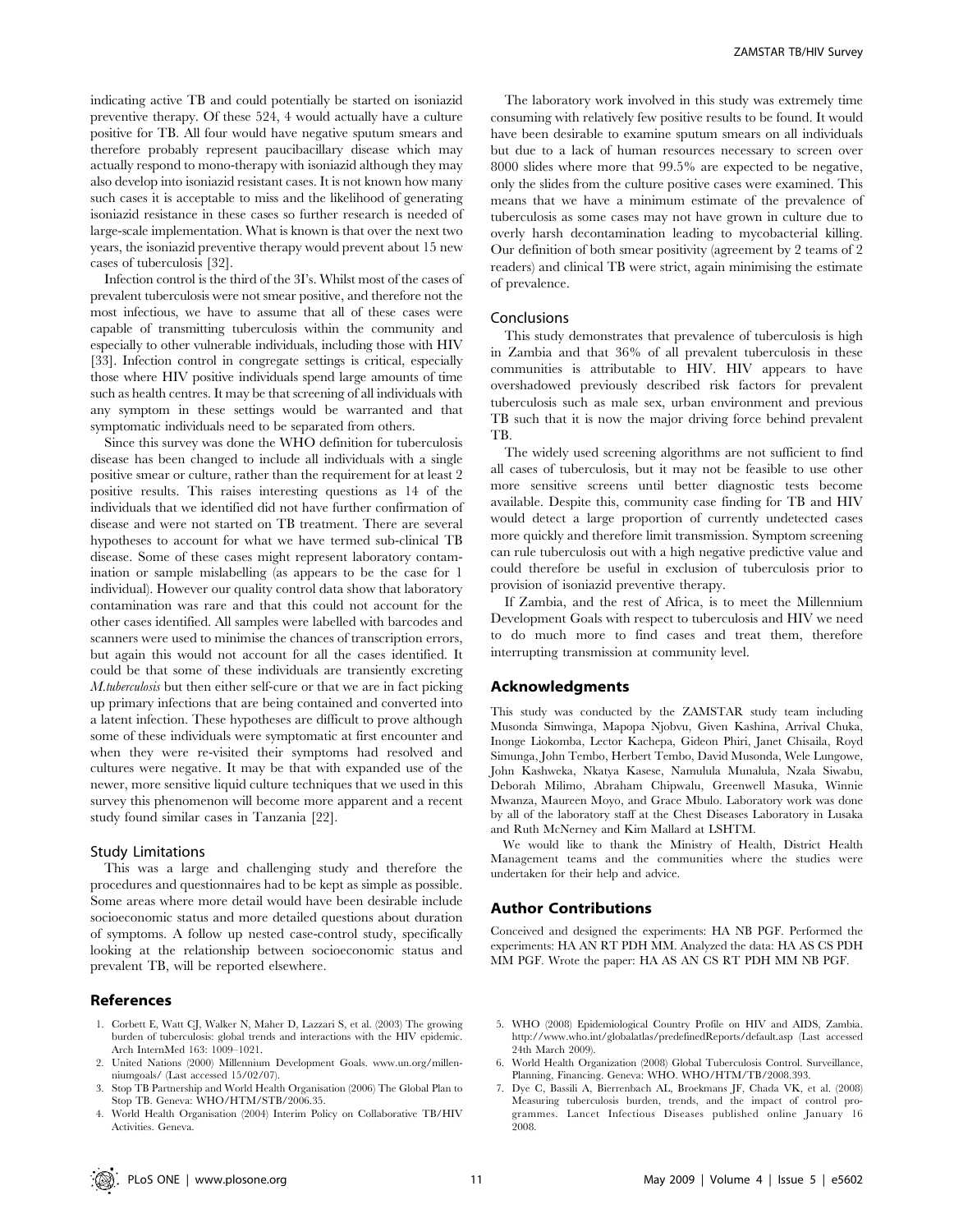indicating active TB and could potentially be started on isoniazid preventive therapy. Of these 524, 4 would actually have a culture positive for TB. All four would have negative sputum smears and therefore probably represent paucibacillary disease which may actually respond to mono-therapy with isoniazid although they may also develop into isoniazid resistant cases. It is not known how many such cases it is acceptable to miss and the likelihood of generating isoniazid resistance in these cases so further research is needed of large-scale implementation. What is known is that over the next two years, the isoniazid preventive therapy would prevent about 15 new cases of tuberculosis [32].

Infection control is the third of the 3I's. Whilst most of the cases of prevalent tuberculosis were not smear positive, and therefore not the most infectious, we have to assume that all of these cases were capable of transmitting tuberculosis within the community and especially to other vulnerable individuals, including those with HIV [33]. Infection control in congregate settings is critical, especially those where HIV positive individuals spend large amounts of time such as health centres. It may be that screening of all individuals with any symptom in these settings would be warranted and that symptomatic individuals need to be separated from others.

Since this survey was done the WHO definition for tuberculosis disease has been changed to include all individuals with a single positive smear or culture, rather than the requirement for at least 2 positive results. This raises interesting questions as 14 of the individuals that we identified did not have further confirmation of disease and were not started on TB treatment. There are several hypotheses to account for what we have termed sub-clinical TB disease. Some of these cases might represent laboratory contamination or sample mislabelling (as appears to be the case for 1 individual). However our quality control data show that laboratory contamination was rare and that this could not account for the other cases identified. All samples were labelled with barcodes and scanners were used to minimise the chances of transcription errors, but again this would not account for all the cases identified. It could be that some of these individuals are transiently excreting *M.tuberculosis* but then either self-cure or that we are in fact picking up primary infections that are being contained and converted into a latent infection. These hypotheses are difficult to prove although some of these individuals were symptomatic at first encounter and when they were re-visited their symptoms had resolved and cultures were negative. It may be that with expanded use of the newer, more sensitive liquid culture techniques that we used in this survey this phenomenon will become more apparent and a recent study found similar cases in Tanzania [22].

### Study Limitations

This was a large and challenging study and therefore the procedures and questionnaires had to be kept as simple as possible. Some areas where more detail would have been desirable include socioeconomic status and more detailed questions about duration of symptoms. A follow up nested case-control study, specifically looking at the relationship between socioeconomic status and prevalent TB, will be reported elsewhere.

The laboratory work involved in this study was extremely time consuming with relatively few positive results to be found. It would have been desirable to examine sputum smears on all individuals but due to a lack of human resources necessary to screen over 8000 slides where more that 99.5% are expected to be negative, only the slides from the culture positive cases were examined. This means that we have a minimum estimate of the prevalence of tuberculosis as some cases may not have grown in culture due to overly harsh decontamination leading to mycobacterial killing. Our definition of both smear positivity (agreement by 2 teams of 2 readers) and clinical TB were strict, again minimising the estimate of prevalence.

### Conclusions

This study demonstrates that prevalence of tuberculosis is high in Zambia and that 36% of all prevalent tuberculosis in these communities is attributable to HIV. HIV appears to have overshadowed previously described risk factors for prevalent tuberculosis such as male sex, urban environment and previous TB such that it is now the major driving force behind prevalent TB.

The widely used screening algorithms are not sufficient to find all cases of tuberculosis, but it may not be feasible to use other more sensitive screens until better diagnostic tests become available. Despite this, community case finding for TB and HIV would detect a large proportion of currently undetected cases more quickly and therefore limit transmission. Symptom screening can rule tuberculosis out with a high negative predictive value and could therefore be useful in exclusion of tuberculosis prior to provision of isoniazid preventive therapy.

If Zambia, and the rest of Africa, is to meet the Millennium Development Goals with respect to tuberculosis and HIV we need to do much more to find cases and treat them, therefore interrupting transmission at community level.

## Acknowledgments

This study was conducted by the ZAMSTAR study team including Musonda Simwinga, Mapopa Njobvu, Given Kashina, Arrival Chuka, Inonge Liokomba, Lector Kachepa, Gideon Phiri, Janet Chisaila, Royd Simunga, John Tembo, Herbert Tembo, David Musonda, Wele Lungowe, John Kashweka, Nkatya Kasese, Namulula Munalula, Nzala Siwabu, Deborah Milimo, Abraham Chipwalu, Greenwell Masuka, Winnie Mwanza, Maureen Moyo, and Grace Mbulo. Laboratory work was done by all of the laboratory staff at the Chest Diseases Laboratory in Lusaka and Ruth McNerney and Kim Mallard at LSHTM.

We would like to thank the Ministry of Health, District Health Management teams and the communities where the studies were undertaken for their help and advice.

## Author Contributions

Conceived and designed the experiments: HA NB PGF. Performed the experiments: HA AN RT PDH MM. Analyzed the data: HA AS CS PDH MM PGF. Wrote the paper: HA AS AN CS RT PDH MM NB PGF.

## References

1. Corbett E, Watt CJ, Walker N, Maher D, Lazzari S, et al. (2003) The growing burden of tuberculosis: global trends and interactions with the HIV epidemic. Arch InternMed 163: 1009–1021.
2. United Nations (2000) Millennium Development Goals. www.un.org/millenniumgoals/ (Last accessed 15/02/07).
3. Stop TB Partnership and World Health Organisation (2006) The Global Plan to Stop TB. Geneva: WHO/HTM/STB/2006.35.
4. World Health Organisation (2004) Interim Policy on Collaborative TB/HIV Activities. Geneva.
5. WHO (2008) Epidemiological Country Profile on HIV and AIDS, Zambia. http://www.who.int/globalatlas/predefinedReports/default.asp (Last accessed 24th March 2009).
6. World Health Organization (2008) Global Tuberculosis Control. Surveillance, Planning, Financing. Geneva: WHO. WHO/HTM/TB/2008.393.
7. Dye C, Bassili A, Bierrenbach AL, Broekmans JF, Chada VK, et al. (2008) Measuring tuberculosis burden, trends, and the impact of control programmes. Lancet Infectious Diseases published online January 16 2008.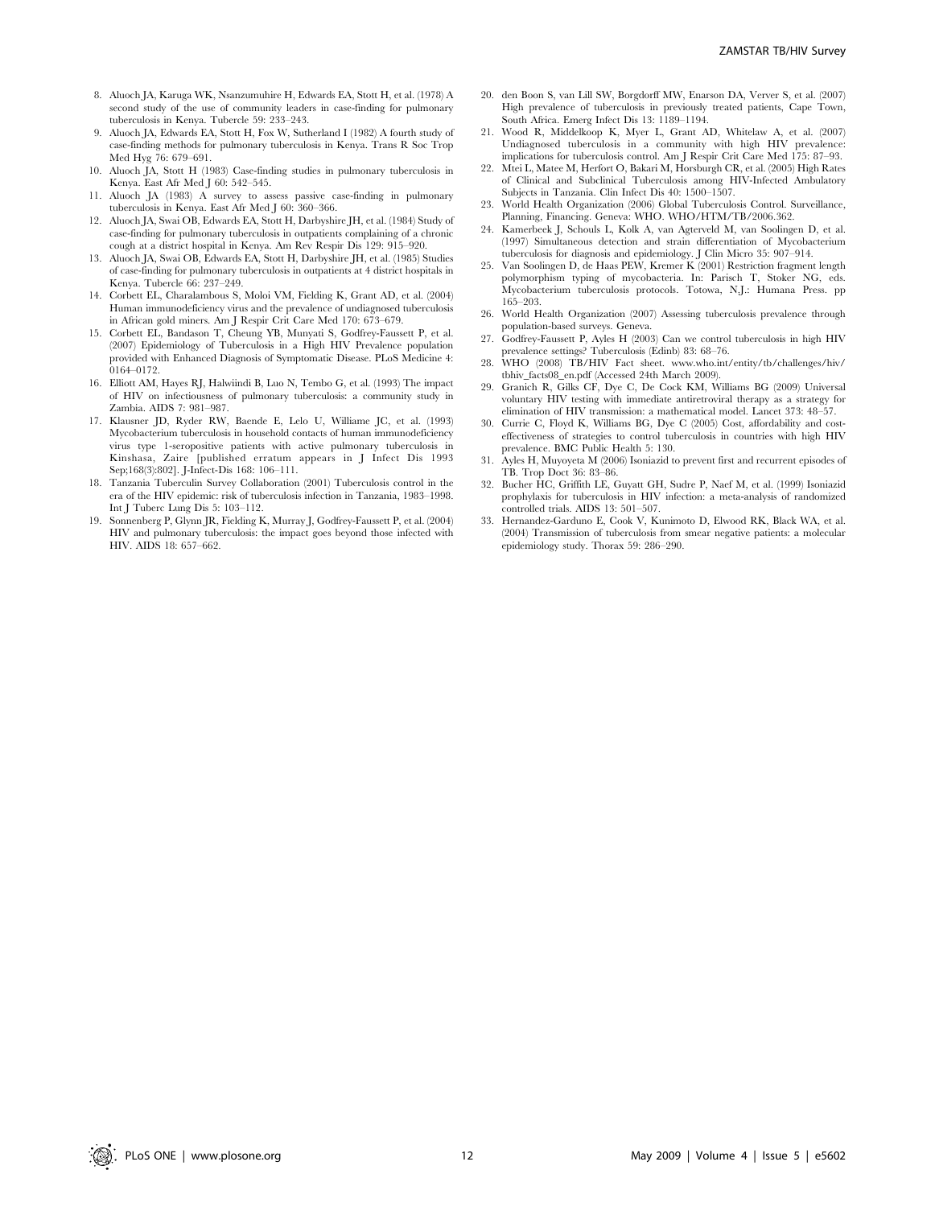8. Aluoch JA, Karuga WK, Nsanzumuhire H, Edwards EA, Stott H, et al. (1978) A second study of the use of community leaders in case-finding for pulmonary tuberculosis in Kenya. Tubercle 59: 233–243.
9. Aluoch JA, Edwards EA, Stott H, Fox W, Sutherland I (1982) A fourth study of case-finding methods for pulmonary tuberculosis in Kenya. Trans R Soc Trop Med Hyg 76: 679–691.
10. Aluoch JA, Stott H (1983) Case-finding studies in pulmonary tuberculosis in Kenya. East Afr Med J 60: 542–545.
11. Aluoch JA (1983) A survey to assess passive case-finding in pulmonary tuberculosis in Kenya. East Afr Med J 60: 360–366.
12. Aluoch JA, Swai OB, Edwards EA, Stott H, Darbyshire JH, et al. (1984) Study of case-finding for pulmonary tuberculosis in outpatients complaining of a chronic cough at a district hospital in Kenya. Am Rev Respir Dis 129: 915–920.
13. Aluoch JA, Swai OB, Edwards EA, Stott H, Darbyshire JH, et al. (1985) Studies of case-finding for pulmonary tuberculosis in outpatients at 4 district hospitals in Kenya. Tubercle 66: 237–249.
14. Corbett EL, Charalambous S, Moloi VM, Fielding K, Grant AD, et al. (2004) Human immunodeficiency virus and the prevalence of undiagnosed tuberculosis in African gold miners. Am J Respir Crit Care Med 170: 673–679.
15. Corbett EL, Bandason T, Cheung YB, Munyati S, Godfrey-Faussett P, et al. (2007) Epidemiology of Tuberculosis in a High HIV Prevalence population provided with Enhanced Diagnosis of Symptomatic Disease. PLoS Medicine 4: 0164–0172.
16. Elliott AM, Hayes RJ, Halwiindi B, Luo N, Tembo G, et al. (1993) The impact of HIV on infectiousness of pulmonary tuberculosis: a community study in Zambia. AIDS 7: 981–987.
17. Klausner JD, Ryder RW, Baende E, Lelo U, Williame JC, et al. (1993) Mycobacterium tuberculosis in household contacts of human immunodeficiency virus type 1-seropositive patients with active pulmonary tuberculosis in Kinshasa, Zaire [published erratum appears in J Infect Dis 1993 Sep;168(3):802]. J-Infect-Dis 168: 106–111.
18. Tanzania Tuberculin Survey Collaboration (2001) Tuberculosis control in the era of the HIV epidemic: risk of tuberculosis infection in Tanzania, 1983–1998. Int J Tuberc Lung Dis 5: 103–112.
19. Sonnenberg P, Glynn JR, Fielding K, Murray J, Godfrey-Faussett P, et al. (2004) HIV and pulmonary tuberculosis: the impact goes beyond those infected with HIV. AIDS 18: 657–662.
20. den Boon S, van Lill SW, Borgdorff MW, Enarson DA, Verver S, et al. (2007) High prevalence of tuberculosis in previously treated patients, Cape Town, South Africa. Emerg Infect Dis 13: 1189–1194.
21. Wood R, Middelkoop K, Myer L, Grant AD, Whitelaw A, et al. (2007) Undiagnosed tuberculosis in a community with high HIV prevalence: implications for tuberculosis control. Am J Respir Crit Care Med 175: 87–93.
22. Mtei L, Matee M, Herfort O, Bakari M, Horsburgh CR, et al. (2005) High Rates of Clinical and Subclinical Tuberculosis among HIV-Infected Ambulatory Subjects in Tanzania. Clin Infect Dis 40: 1500–1507.
23. World Health Organization (2006) Global Tuberculosis Control. Surveillance, Planning, Financing. Geneva: WHO. WHO/HTM/TB/2006.362.
24. Kamerbeek J, Schouls L, Kolk A, van Agterveld M, van Soolingen D, et al. (1997) Simultaneous detection and strain differentiation of Mycobacterium tuberculosis for diagnosis and epidemiology. J Clin Micro 35: 907–914.
25. Van Soolingen D, de Haas PEW, Kremer K (2001) Restriction fragment length polymorphism typing of mycobacteria. In: Parisch T, Stoker NG, eds. Mycobacterium tuberculosis protocols. Totowa, N.J.: Humana Press. pp 165–203.
26. World Health Organization (2007) Assessing tuberculosis prevalence through population-based surveys. Geneva.
27. Godfrey-Faussett P, Ayles H (2003) Can we control tuberculosis in high HIV prevalence settings? Tuberculosis (Edinb) 83: 68–76.
28. WHO (2008) TB/HIV Fact sheet. www.who.int/entity/tb/challenges/hiv/tbhiv_facts08_en.pdf (Accessed 24th March 2009).
29. Granich R, Gilks CF, Dye C, De Cock KM, Williams BG (2009) Universal voluntary HIV testing with immediate antiretroviral therapy as a strategy for elimination of HIV transmission: a mathematical model. Lancet 373: 48–57.
30. Currie C, Floyd K, Williams BG, Dye C (2005) Cost, affordability and cost-effectiveness of strategies to control tuberculosis in countries with high HIV prevalence. BMC Public Health 5: 130.
31. Ayles H, Muyoyeta M (2006) Isoniazid to prevent first and recurrent episodes of TB. Trop Doct 36: 83–86.
32. Bucher HC, Griffith LE, Guyatt GH, Sudre P, Naef M, et al. (1999) Isoniazid prophylaxis for tuberculosis in HIV infection: a meta-analysis of randomized controlled trials. AIDS 13: 501–507.
33. Hernandez-Garduno E, Cook V, Kunimoto D, Elwood RK, Black WA, et al. (2004) Transmission of tuberculosis from smear negative patients: a molecular epidemiology study. Thorax 59: 286–290.